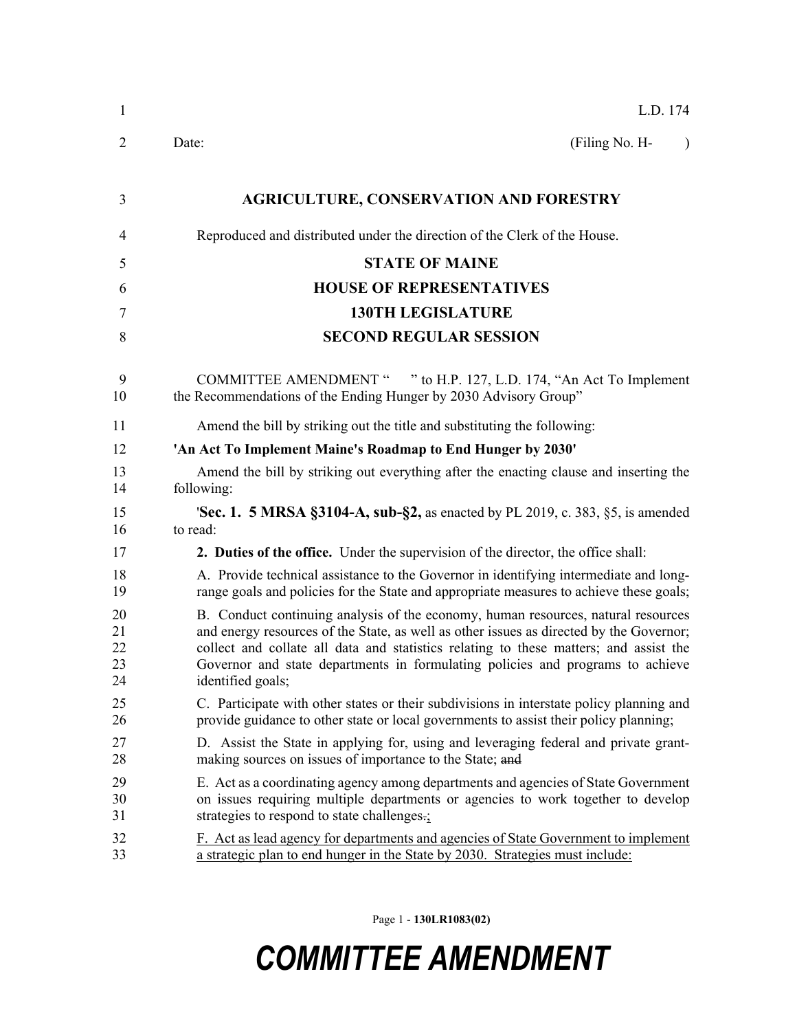L.D. 174

Date: (Filing No. H- )

**AGRICULTURE, CONSERVATION AND FORESTRY**

Reproduced and distributed under the direction of the Clerk of the House.

**STATE OF MAINE**

**HOUSE OF REPRESENTATIVES**

**130TH LEGISLATURE**

**SECOND REGULAR SESSION**

COMMITTEE AMENDMENT " " to H.P. 127, L.D. 174, "An Act To Implement the Recommendations of the Ending Hunger by 2030 Advisory Group"

Amend the bill by striking out the title and substituting the following:

**'An Act To Implement Maine's Roadmap to End Hunger by 2030'**

Amend the bill by striking out everything after the enacting clause and inserting the following:

'**Sec. 1. 5 MRSA §3104-A, sub-§2,** as enacted by PL 2019, c. 383, §5, is amended to read:

**2. Duties of the office.** Under the supervision of the director, the office shall:

A. Provide technical assistance to the Governor in identifying intermediate and long-range goals and policies for the State and appropriate measures to achieve these goals;

B. Conduct continuing analysis of the economy, human resources, natural resources and energy resources of the State, as well as other issues as directed by the Governor; collect and collate all data and statistics relating to these matters; and assist the Governor and state departments in formulating policies and programs to achieve identified goals;

C. Participate with other states or their subdivisions in interstate policy planning and provide guidance to other state or local governments to assist their policy planning;

D. Assist the State in applying for, using and leveraging federal and private grant-making sources on issues of importance to the State; ~~and~~

E. Act as a coordinating agency among departments and agencies of State Government on issues requiring multiple departments or agencies to work together to develop strategies to respond to state challenges~~.~~<u>;</u>

<u>F. Act as lead agency for departments and agencies of State Government to implement a strategic plan to end hunger in the State by 2030. Strategies must include:</u>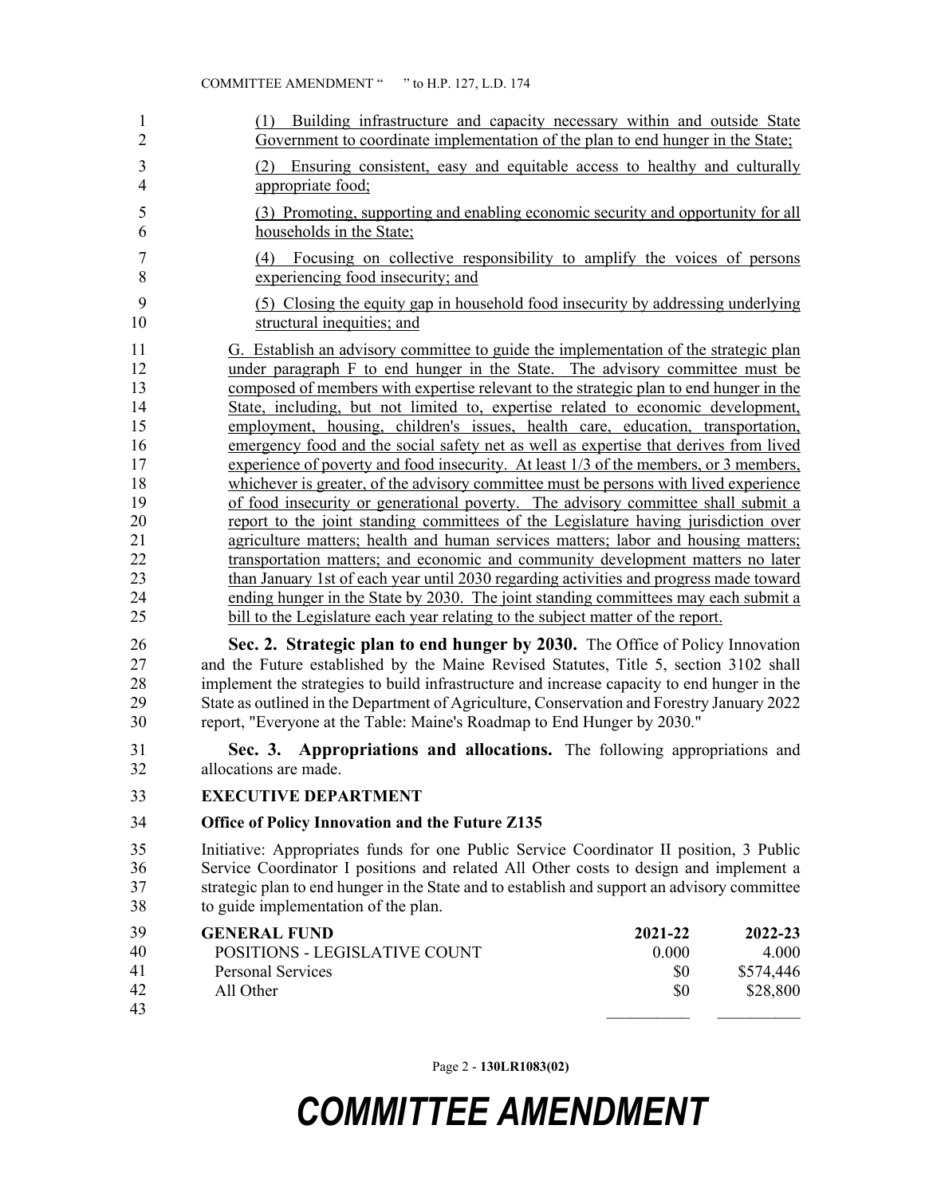(1) Building infrastructure and capacity necessary within and outside State Government to coordinate implementation of the plan to end hunger in the State;

(2) Ensuring consistent, easy and equitable access to healthy and culturally appropriate food;

(3) Promoting, supporting and enabling economic security and opportunity for all households in the State;

(4) Focusing on collective responsibility to amplify the voices of persons experiencing food insecurity; and

(5) Closing the equity gap in household food insecurity by addressing underlying structural inequities; and

G. Establish an advisory committee to guide the implementation of the strategic plan under paragraph F to end hunger in the State. The advisory committee must be composed of members with expertise relevant to the strategic plan to end hunger in the State, including, but not limited to, expertise related to economic development, employment, housing, children's issues, health care, education, transportation, emergency food and the social safety net as well as expertise that derives from lived experience of poverty and food insecurity. At least 1/3 of the members, or 3 members, whichever is greater, of the advisory committee must be persons with lived experience of food insecurity or generational poverty. The advisory committee shall submit a report to the joint standing committees of the Legislature having jurisdiction over agriculture matters; health and human services matters; labor and housing matters; transportation matters; and economic and community development matters no later than January 1st of each year until 2030 regarding activities and progress made toward ending hunger in the State by 2030. The joint standing committees may each submit a bill to the Legislature each year relating to the subject matter of the report.

**Sec. 2. Strategic plan to end hunger by 2030.** The Office of Policy Innovation and the Future established by the Maine Revised Statutes, Title 5, section 3102 shall implement the strategies to build infrastructure and increase capacity to end hunger in the State as outlined in the Department of Agriculture, Conservation and Forestry January 2022 report, "Everyone at the Table: Maine's Roadmap to End Hunger by 2030."

**Sec. 3. Appropriations and allocations.** The following appropriations and allocations are made.

**EXECUTIVE DEPARTMENT**

**Office of Policy Innovation and the Future Z135**

Initiative: Appropriates funds for one Public Service Coordinator II position, 3 Public Service Coordinator I positions and related All Other costs to design and implement a strategic plan to end hunger in the State and to establish and support an advisory committee to guide implementation of the plan.

| **GENERAL FUND** | **2021-22** | **2022-23** |
|---|---|---|
| POSITIONS - LEGISLATIVE COUNT | 0.000 | 4.000 |
| Personal Services | $0 | $574,446 |
| All Other | $0 | $28,800 |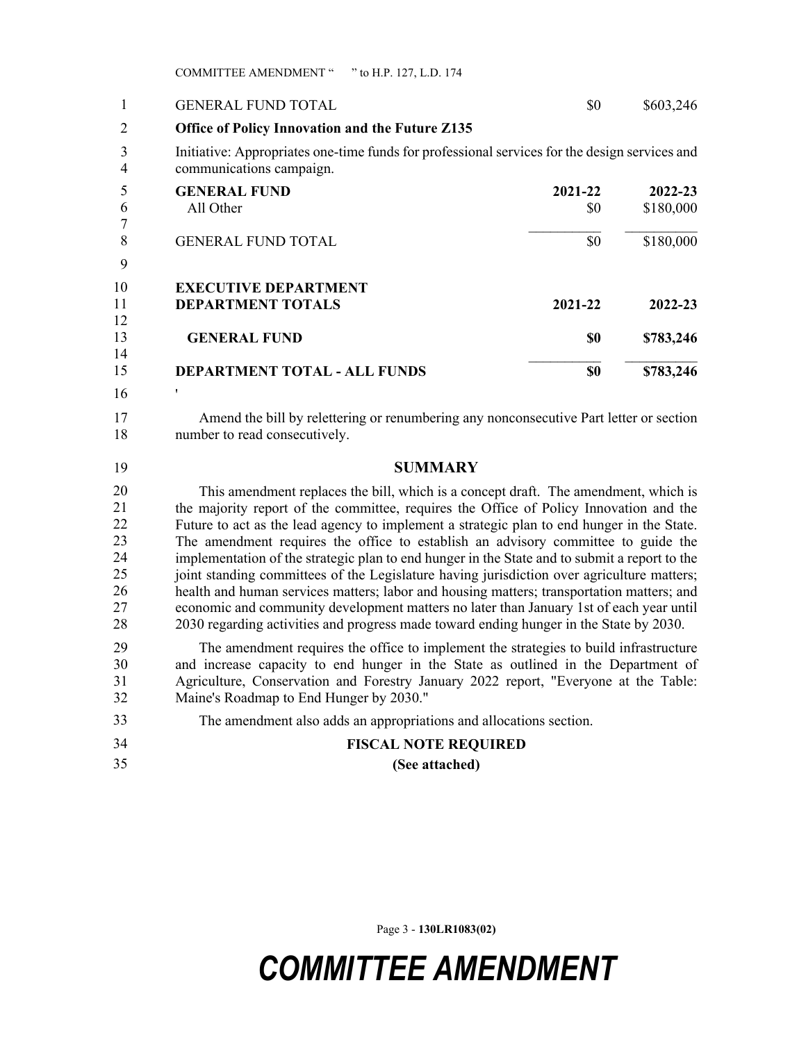| | | |
|---|---|---|
| GENERAL FUND TOTAL | $0 | $603,246 |

**Office of Policy Innovation and the Future Z135**

Initiative: Appropriates one-time funds for professional services for the design services and communications campaign.

| **GENERAL FUND** | **2021-22** | **2022-23** |
|---|---|---|
| All Other | $0 | $180,000 |
| GENERAL FUND TOTAL | $0 | $180,000 |

| **EXECUTIVE DEPARTMENT DEPARTMENT TOTALS** | **2021-22** | **2022-23** |
|---|---|---|
| **GENERAL FUND** | **$0** | **$783,246** |
| **DEPARTMENT TOTAL - ALL FUNDS** | **$0** | **$783,246** |

'

Amend the bill by relettering or renumbering any nonconsecutive Part letter or section number to read consecutively.

## SUMMARY

This amendment replaces the bill, which is a concept draft. The amendment, which is the majority report of the committee, requires the Office of Policy Innovation and the Future to act as the lead agency to implement a strategic plan to end hunger in the State. The amendment requires the office to establish an advisory committee to guide the implementation of the strategic plan to end hunger in the State and to submit a report to the joint standing committees of the Legislature having jurisdiction over agriculture matters; health and human services matters; labor and housing matters; transportation matters; and economic and community development matters no later than January 1st of each year until 2030 regarding activities and progress made toward ending hunger in the State by 2030.

The amendment requires the office to implement the strategies to build infrastructure and increase capacity to end hunger in the State as outlined in the Department of Agriculture, Conservation and Forestry January 2022 report, "Everyone at the Table: Maine's Roadmap to End Hunger by 2030."

The amendment also adds an appropriations and allocations section.

**FISCAL NOTE REQUIRED**

**(See attached)**